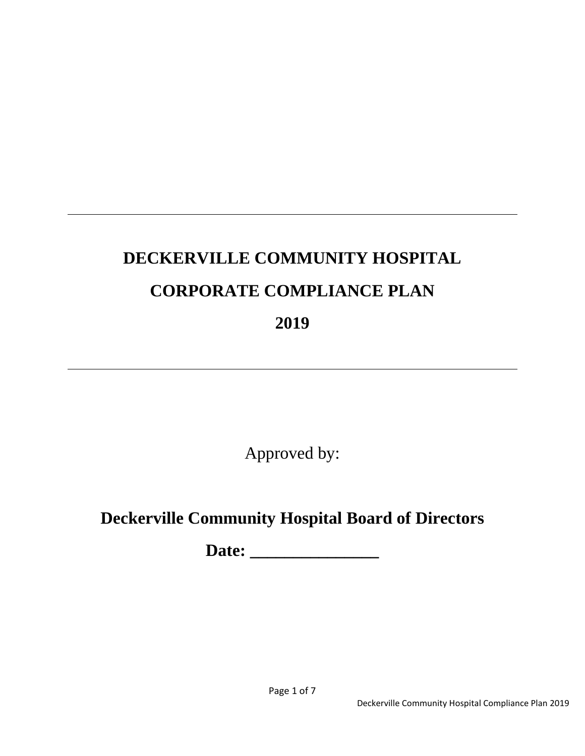---

# DECKERVILLE COMMUNITY HOSPITAL

# CORPORATE COMPLIANCE PLAN

# 2019

---

Approved by:

**Deckerville Community Hospital Board of Directors**

**Date: _______________**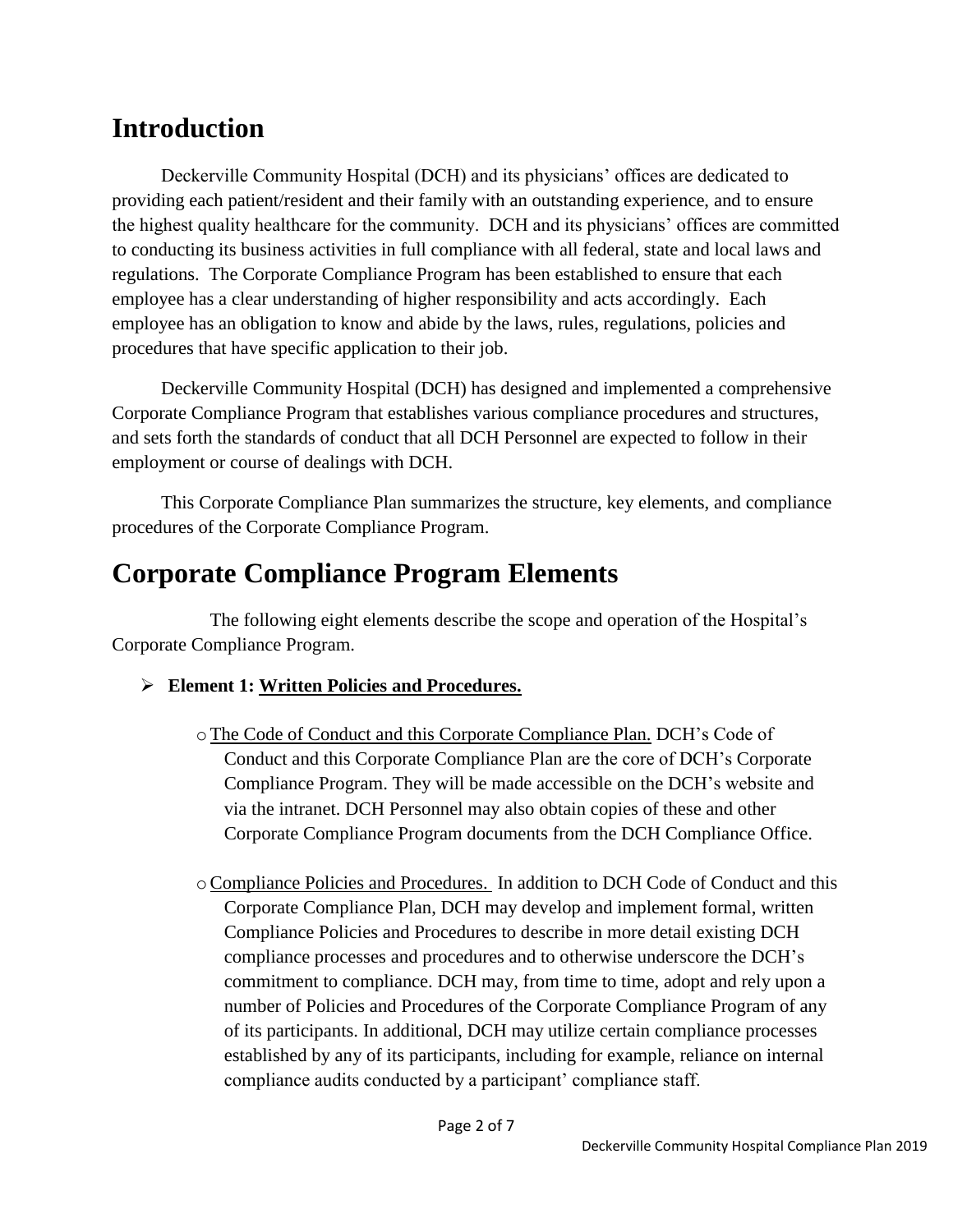# Introduction

Deckerville Community Hospital (DCH) and its physicians' offices are dedicated to providing each patient/resident and their family with an outstanding experience, and to ensure the highest quality healthcare for the community. DCH and its physicians' offices are committed to conducting its business activities in full compliance with all federal, state and local laws and regulations. The Corporate Compliance Program has been established to ensure that each employee has a clear understanding of higher responsibility and acts accordingly. Each employee has an obligation to know and abide by the laws, rules, regulations, policies and procedures that have specific application to their job.

Deckerville Community Hospital (DCH) has designed and implemented a comprehensive Corporate Compliance Program that establishes various compliance procedures and structures, and sets forth the standards of conduct that all DCH Personnel are expected to follow in their employment or course of dealings with DCH.

This Corporate Compliance Plan summarizes the structure, key elements, and compliance procedures of the Corporate Compliance Program.

# Corporate Compliance Program Elements

The following eight elements describe the scope and operation of the Hospital's Corporate Compliance Program.

- **Element 1: Written Policies and Procedures.**
  - The Code of Conduct and this Corporate Compliance Plan. DCH's Code of Conduct and this Corporate Compliance Plan are the core of DCH's Corporate Compliance Program. They will be made accessible on the DCH's website and via the intranet. DCH Personnel may also obtain copies of these and other Corporate Compliance Program documents from the DCH Compliance Office.
  - Compliance Policies and Procedures. In addition to DCH Code of Conduct and this Corporate Compliance Plan, DCH may develop and implement formal, written Compliance Policies and Procedures to describe in more detail existing DCH compliance processes and procedures and to otherwise underscore the DCH's commitment to compliance. DCH may, from time to time, adopt and rely upon a number of Policies and Procedures of the Corporate Compliance Program of any of its participants. In additional, DCH may utilize certain compliance processes established by any of its participants, including for example, reliance on internal compliance audits conducted by a participant' compliance staff.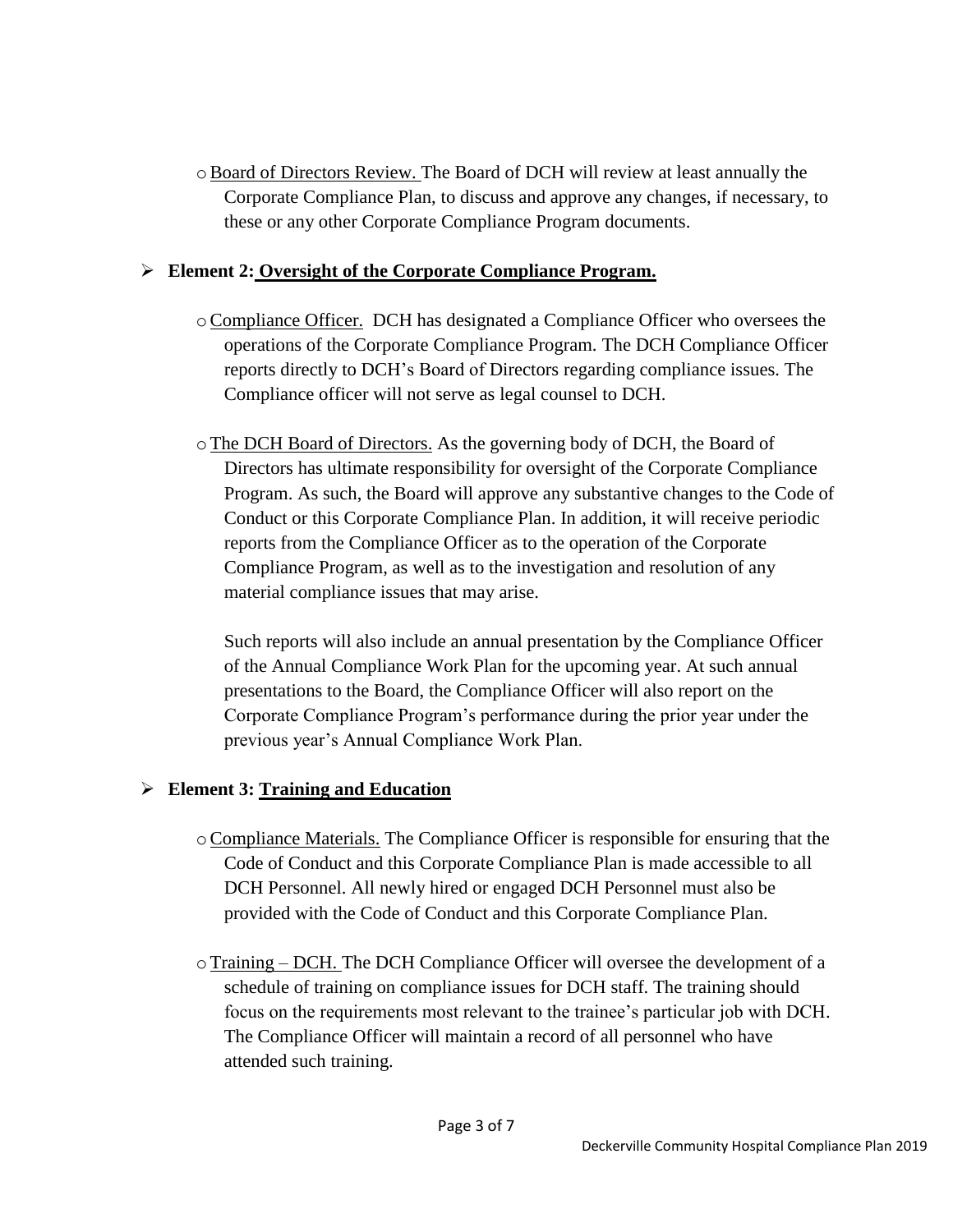- Board of Directors Review. The Board of DCH will review at least annually the Corporate Compliance Plan, to discuss and approve any changes, if necessary, to these or any other Corporate Compliance Program documents.

## Element 2: Oversight of the Corporate Compliance Program.

- Compliance Officer. DCH has designated a Compliance Officer who oversees the operations of the Corporate Compliance Program. The DCH Compliance Officer reports directly to DCH's Board of Directors regarding compliance issues. The Compliance officer will not serve as legal counsel to DCH.

- The DCH Board of Directors. As the governing body of DCH, the Board of Directors has ultimate responsibility for oversight of the Corporate Compliance Program. As such, the Board will approve any substantive changes to the Code of Conduct or this Corporate Compliance Plan. In addition, it will receive periodic reports from the Compliance Officer as to the operation of the Corporate Compliance Program, as well as to the investigation and resolution of any material compliance issues that may arise.

  Such reports will also include an annual presentation by the Compliance Officer of the Annual Compliance Work Plan for the upcoming year. At such annual presentations to the Board, the Compliance Officer will also report on the Corporate Compliance Program's performance during the prior year under the previous year's Annual Compliance Work Plan.

## Element 3: Training and Education

- Compliance Materials. The Compliance Officer is responsible for ensuring that the Code of Conduct and this Corporate Compliance Plan is made accessible to all DCH Personnel. All newly hired or engaged DCH Personnel must also be provided with the Code of Conduct and this Corporate Compliance Plan.

- Training – DCH. The DCH Compliance Officer will oversee the development of a schedule of training on compliance issues for DCH staff. The training should focus on the requirements most relevant to the trainee's particular job with DCH. The Compliance Officer will maintain a record of all personnel who have attended such training.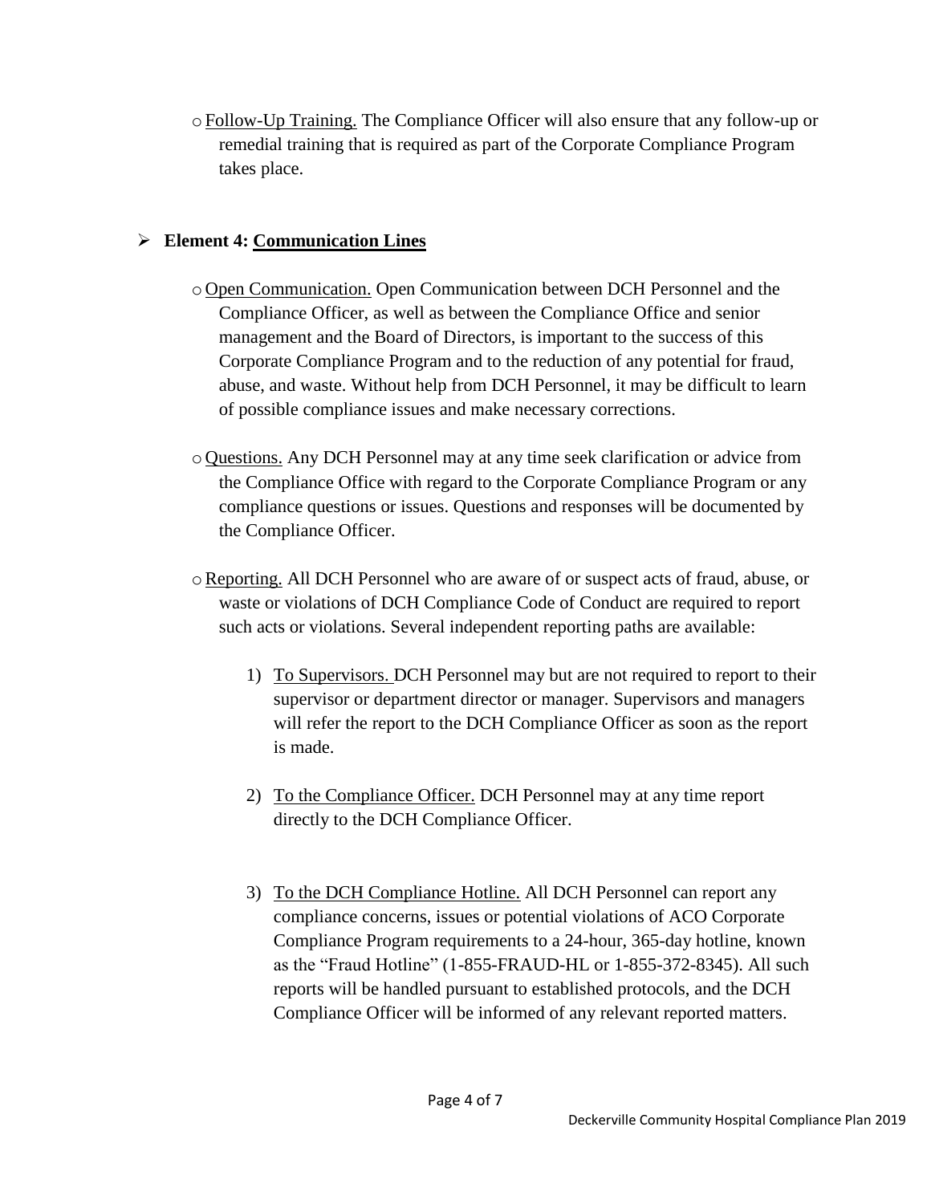- Follow-Up Training. The Compliance Officer will also ensure that any follow-up or remedial training that is required as part of the Corporate Compliance Program takes place.

- **Element 4: Communication Lines**

  - Open Communication. Open Communication between DCH Personnel and the Compliance Officer, as well as between the Compliance Office and senior management and the Board of Directors, is important to the success of this Corporate Compliance Program and to the reduction of any potential for fraud, abuse, and waste. Without help from DCH Personnel, it may be difficult to learn of possible compliance issues and make necessary corrections.

  - Questions. Any DCH Personnel may at any time seek clarification or advice from the Compliance Office with regard to the Corporate Compliance Program or any compliance questions or issues. Questions and responses will be documented by the Compliance Officer.

  - Reporting. All DCH Personnel who are aware of or suspect acts of fraud, abuse, or waste or violations of DCH Compliance Code of Conduct are required to report such acts or violations. Several independent reporting paths are available:

    1) To Supervisors. DCH Personnel may but are not required to report to their supervisor or department director or manager. Supervisors and managers will refer the report to the DCH Compliance Officer as soon as the report is made.

    2) To the Compliance Officer. DCH Personnel may at any time report directly to the DCH Compliance Officer.

    3) To the DCH Compliance Hotline. All DCH Personnel can report any compliance concerns, issues or potential violations of ACO Corporate Compliance Program requirements to a 24-hour, 365-day hotline, known as the "Fraud Hotline" (1-855-FRAUD-HL or 1-855-372-8345). All such reports will be handled pursuant to established protocols, and the DCH Compliance Officer will be informed of any relevant reported matters.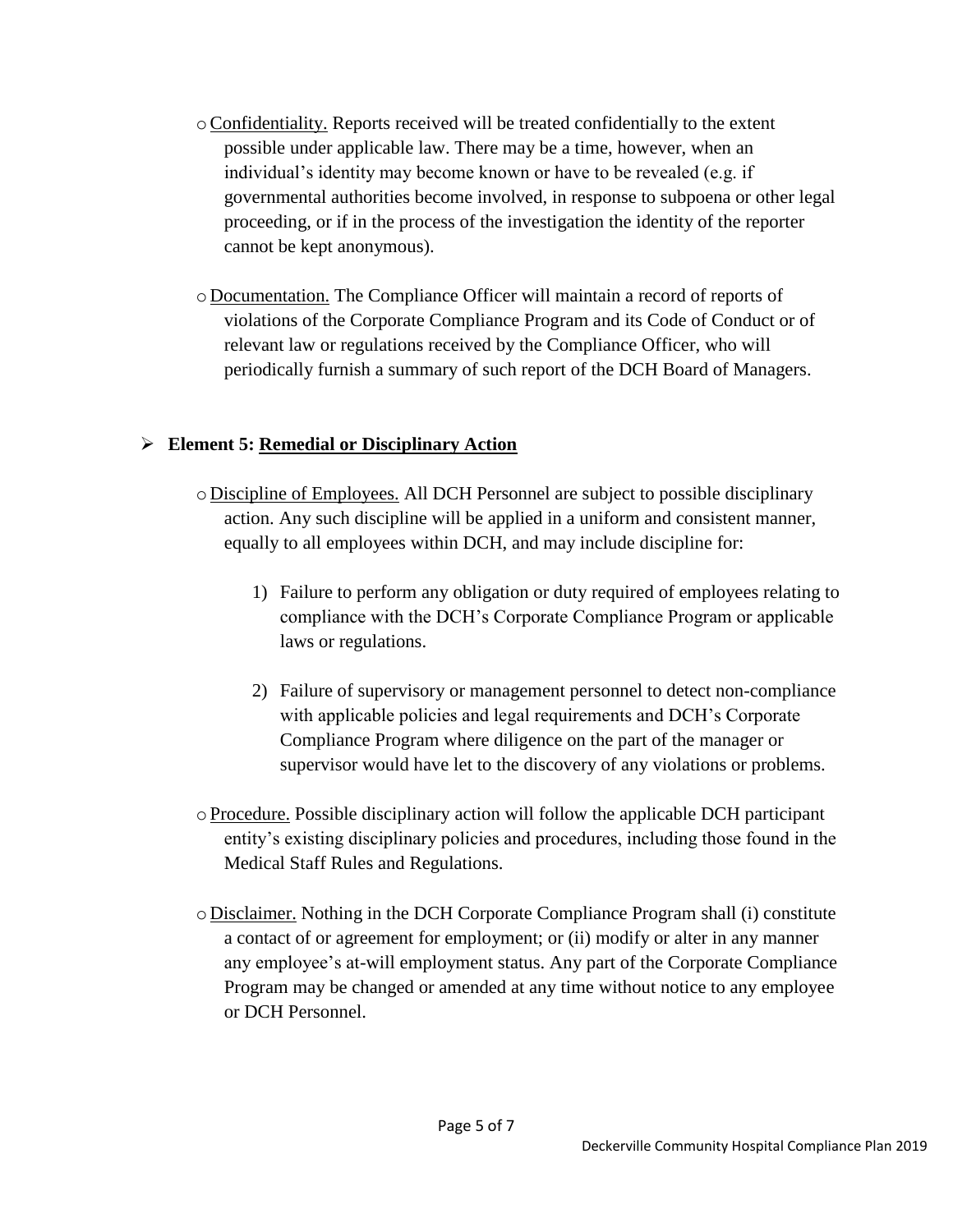- Confidentiality. Reports received will be treated confidentially to the extent possible under applicable law. There may be a time, however, when an individual's identity may become known or have to be revealed (e.g. if governmental authorities become involved, in response to subpoena or other legal proceeding, or if in the process of the investigation the identity of the reporter cannot be kept anonymous).

- Documentation. The Compliance Officer will maintain a record of reports of violations of the Corporate Compliance Program and its Code of Conduct or of relevant law or regulations received by the Compliance Officer, who will periodically furnish a summary of such report of the DCH Board of Managers.

## Element 5: Remedial or Disciplinary Action

- Discipline of Employees. All DCH Personnel are subject to possible disciplinary action. Any such discipline will be applied in a uniform and consistent manner, equally to all employees within DCH, and may include discipline for:

  1) Failure to perform any obligation or duty required of employees relating to compliance with the DCH's Corporate Compliance Program or applicable laws or regulations.

  2) Failure of supervisory or management personnel to detect non-compliance with applicable policies and legal requirements and DCH's Corporate Compliance Program where diligence on the part of the manager or supervisor would have let to the discovery of any violations or problems.

- Procedure. Possible disciplinary action will follow the applicable DCH participant entity's existing disciplinary policies and procedures, including those found in the Medical Staff Rules and Regulations.

- Disclaimer. Nothing in the DCH Corporate Compliance Program shall (i) constitute a contact of or agreement for employment; or (ii) modify or alter in any manner any employee's at-will employment status. Any part of the Corporate Compliance Program may be changed or amended at any time without notice to any employee or DCH Personnel.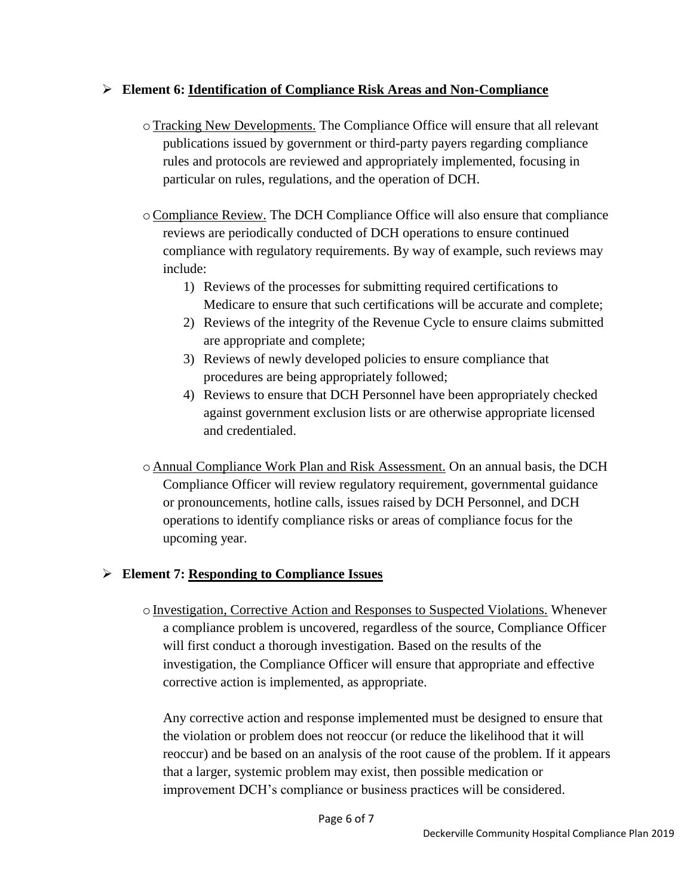- **Element 6: <u>Identification of Compliance Risk Areas and Non-Compliance</u>**

  - <u>Tracking New Developments.</u> The Compliance Office will ensure that all relevant publications issued by government or third-party payers regarding compliance rules and protocols are reviewed and appropriately implemented, focusing in particular on rules, regulations, and the operation of DCH.

  - <u>Compliance Review.</u> The DCH Compliance Office will also ensure that compliance reviews are periodically conducted of DCH operations to ensure continued compliance with regulatory requirements. By way of example, such reviews may include:
    1) Reviews of the processes for submitting required certifications to Medicare to ensure that such certifications will be accurate and complete;
    2) Reviews of the integrity of the Revenue Cycle to ensure claims submitted are appropriate and complete;
    3) Reviews of newly developed policies to ensure compliance that procedures are being appropriately followed;
    4) Reviews to ensure that DCH Personnel have been appropriately checked against government exclusion lists or are otherwise appropriate licensed and credentialed.

  - <u>Annual Compliance Work Plan and Risk Assessment.</u> On an annual basis, the DCH Compliance Officer will review regulatory requirement, governmental guidance or pronouncements, hotline calls, issues raised by DCH Personnel, and DCH operations to identify compliance risks or areas of compliance focus for the upcoming year.

- **Element 7: <u>Responding to Compliance Issues</u>**

  - <u>Investigation, Corrective Action and Responses to Suspected Violations.</u> Whenever a compliance problem is uncovered, regardless of the source, Compliance Officer will first conduct a thorough investigation. Based on the results of the investigation, the Compliance Officer will ensure that appropriate and effective corrective action is implemented, as appropriate.

    Any corrective action and response implemented must be designed to ensure that the violation or problem does not reoccur (or reduce the likelihood that it will reoccur) and be based on an analysis of the root cause of the problem. If it appears that a larger, systemic problem may exist, then possible medication or improvement DCH's compliance or business practices will be considered.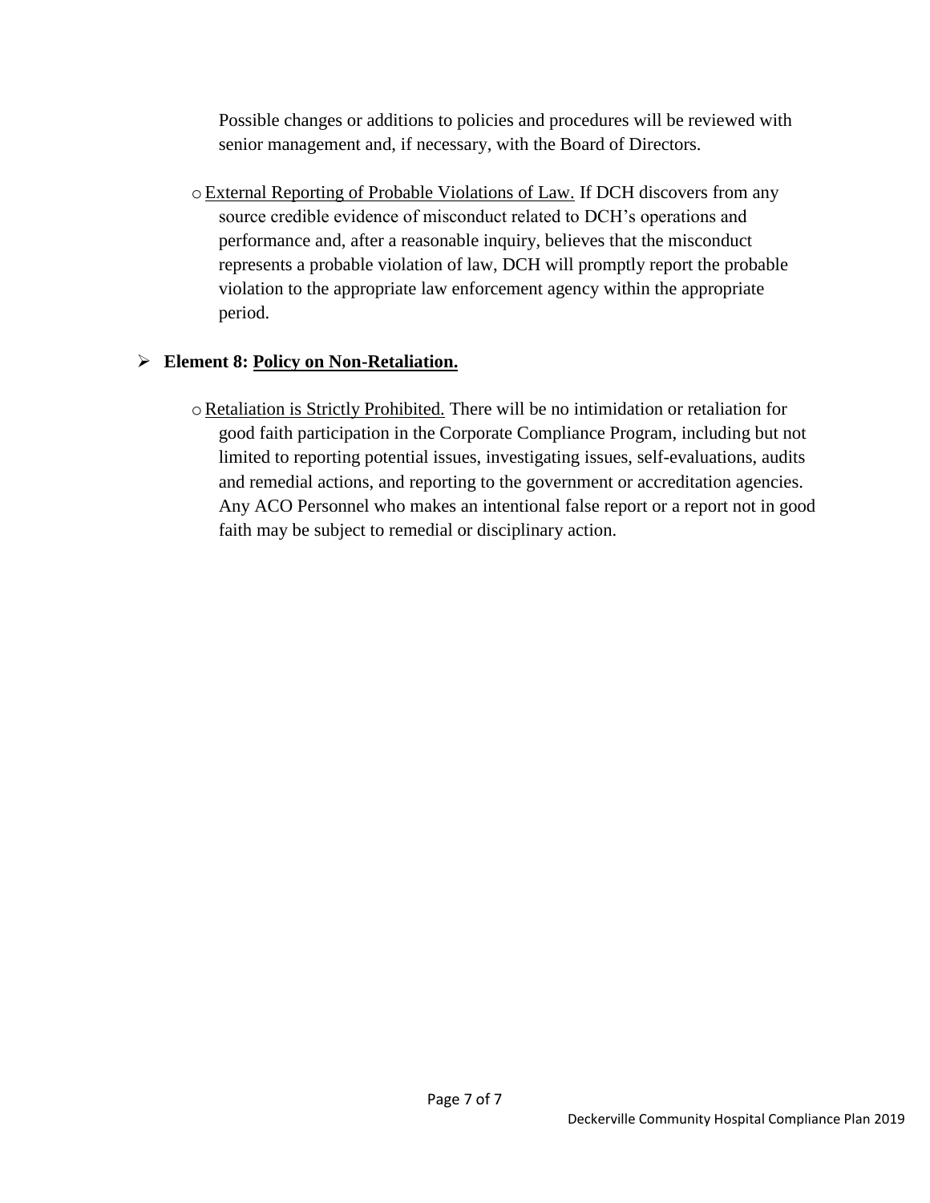Possible changes or additions to policies and procedures will be reviewed with senior management and, if necessary, with the Board of Directors.

- External Reporting of Probable Violations of Law. If DCH discovers from any source credible evidence of misconduct related to DCH's operations and performance and, after a reasonable inquiry, believes that the misconduct represents a probable violation of law, DCH will promptly report the probable violation to the appropriate law enforcement agency within the appropriate period.

## Element 8: Policy on Non-Retaliation.

- Retaliation is Strictly Prohibited. There will be no intimidation or retaliation for good faith participation in the Corporate Compliance Program, including but not limited to reporting potential issues, investigating issues, self-evaluations, audits and remedial actions, and reporting to the government or accreditation agencies. Any ACO Personnel who makes an intentional false report or a report not in good faith may be subject to remedial or disciplinary action.